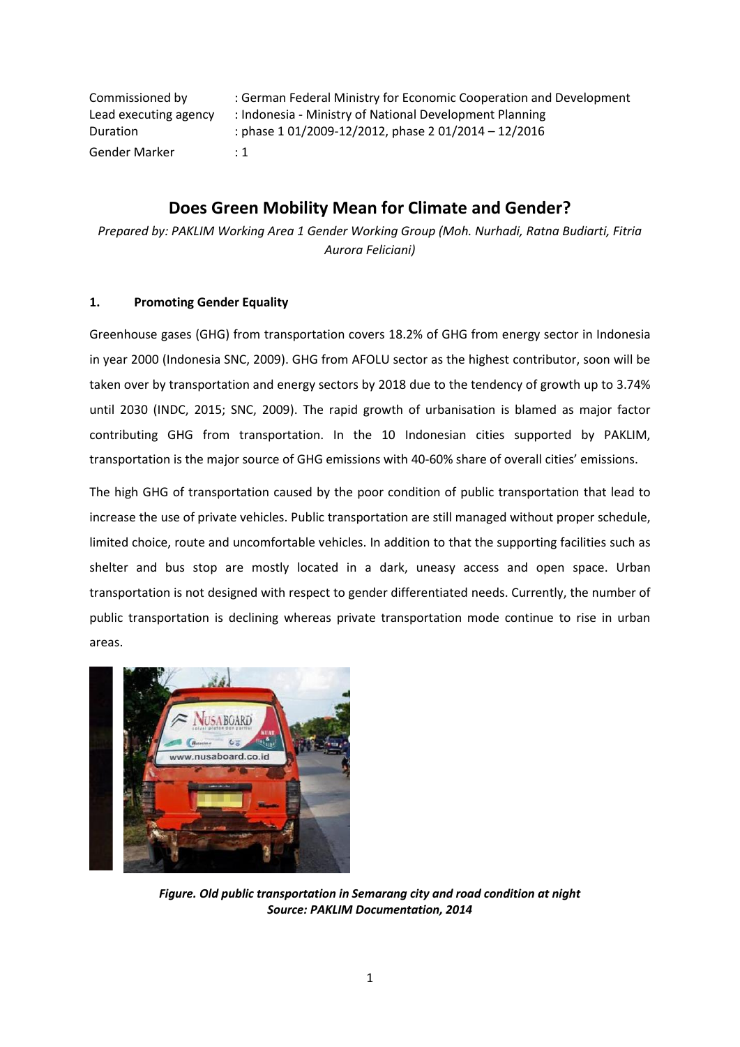| | |
|---|---|
| Commissioned by | : German Federal Ministry for Economic Cooperation and Development |
| Lead executing agency | : Indonesia - Ministry of National Development Planning |
| Duration | : phase 1 01/2009-12/2012, phase 2 01/2014 – 12/2016 |
| Gender Marker | : 1 |

# Does Green Mobility Mean for Climate and Gender?

*Prepared by: PAKLIM Working Area 1 Gender Working Group (Moh. Nurhadi, Ratna Budiarti, Fitria Aurora Feliciani)*

## 1. Promoting Gender Equality

Greenhouse gases (GHG) from transportation covers 18.2% of GHG from energy sector in Indonesia in year 2000 (Indonesia SNC, 2009). GHG from AFOLU sector as the highest contributor, soon will be taken over by transportation and energy sectors by 2018 due to the tendency of growth up to 3.74% until 2030 (INDC, 2015; SNC, 2009). The rapid growth of urbanisation is blamed as major factor contributing GHG from transportation. In the 10 Indonesian cities supported by PAKLIM, transportation is the major source of GHG emissions with 40-60% share of overall cities' emissions.

The high GHG of transportation caused by the poor condition of public transportation that lead to increase the use of private vehicles. Public transportation are still managed without proper schedule, limited choice, route and uncomfortable vehicles. In addition to that the supporting facilities such as shelter and bus stop are mostly located in a dark, uneasy access and open space. Urban transportation is not designed with respect to gender differentiated needs. Currently, the number of public transportation is declining whereas private transportation mode continue to rise in urban areas.

***Figure. Old public transportation in Semarang city and road condition at night***
***Source: PAKLIM Documentation, 2014***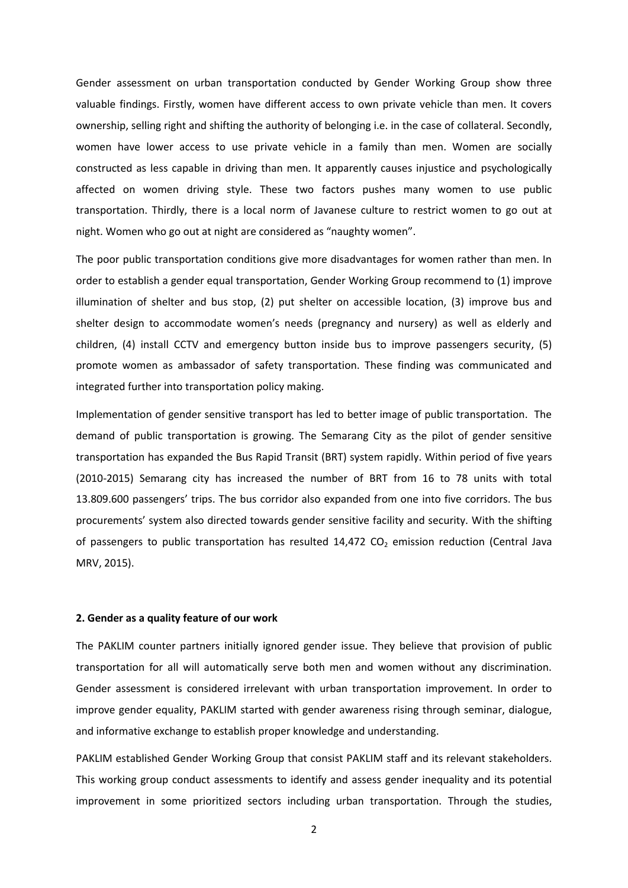Gender assessment on urban transportation conducted by Gender Working Group show three valuable findings. Firstly, women have different access to own private vehicle than men. It covers ownership, selling right and shifting the authority of belonging i.e. in the case of collateral. Secondly, women have lower access to use private vehicle in a family than men. Women are socially constructed as less capable in driving than men. It apparently causes injustice and psychologically affected on women driving style. These two factors pushes many women to use public transportation. Thirdly, there is a local norm of Javanese culture to restrict women to go out at night. Women who go out at night are considered as "naughty women".

The poor public transportation conditions give more disadvantages for women rather than men. In order to establish a gender equal transportation, Gender Working Group recommend to (1) improve illumination of shelter and bus stop, (2) put shelter on accessible location, (3) improve bus and shelter design to accommodate women's needs (pregnancy and nursery) as well as elderly and children, (4) install CCTV and emergency button inside bus to improve passengers security, (5) promote women as ambassador of safety transportation. These finding was communicated and integrated further into transportation policy making.

Implementation of gender sensitive transport has led to better image of public transportation. The demand of public transportation is growing. The Semarang City as the pilot of gender sensitive transportation has expanded the Bus Rapid Transit (BRT) system rapidly. Within period of five years (2010-2015) Semarang city has increased the number of BRT from 16 to 78 units with total 13.809.600 passengers' trips. The bus corridor also expanded from one into five corridors. The bus procurements' system also directed towards gender sensitive facility and security. With the shifting of passengers to public transportation has resulted 14,472 $CO_2$ emission reduction (Central Java MRV, 2015).

**2. Gender as a quality feature of our work**

The PAKLIM counter partners initially ignored gender issue. They believe that provision of public transportation for all will automatically serve both men and women without any discrimination. Gender assessment is considered irrelevant with urban transportation improvement. In order to improve gender equality, PAKLIM started with gender awareness rising through seminar, dialogue, and informative exchange to establish proper knowledge and understanding.

PAKLIM established Gender Working Group that consist PAKLIM staff and its relevant stakeholders. This working group conduct assessments to identify and assess gender inequality and its potential improvement in some prioritized sectors including urban transportation. Through the studies,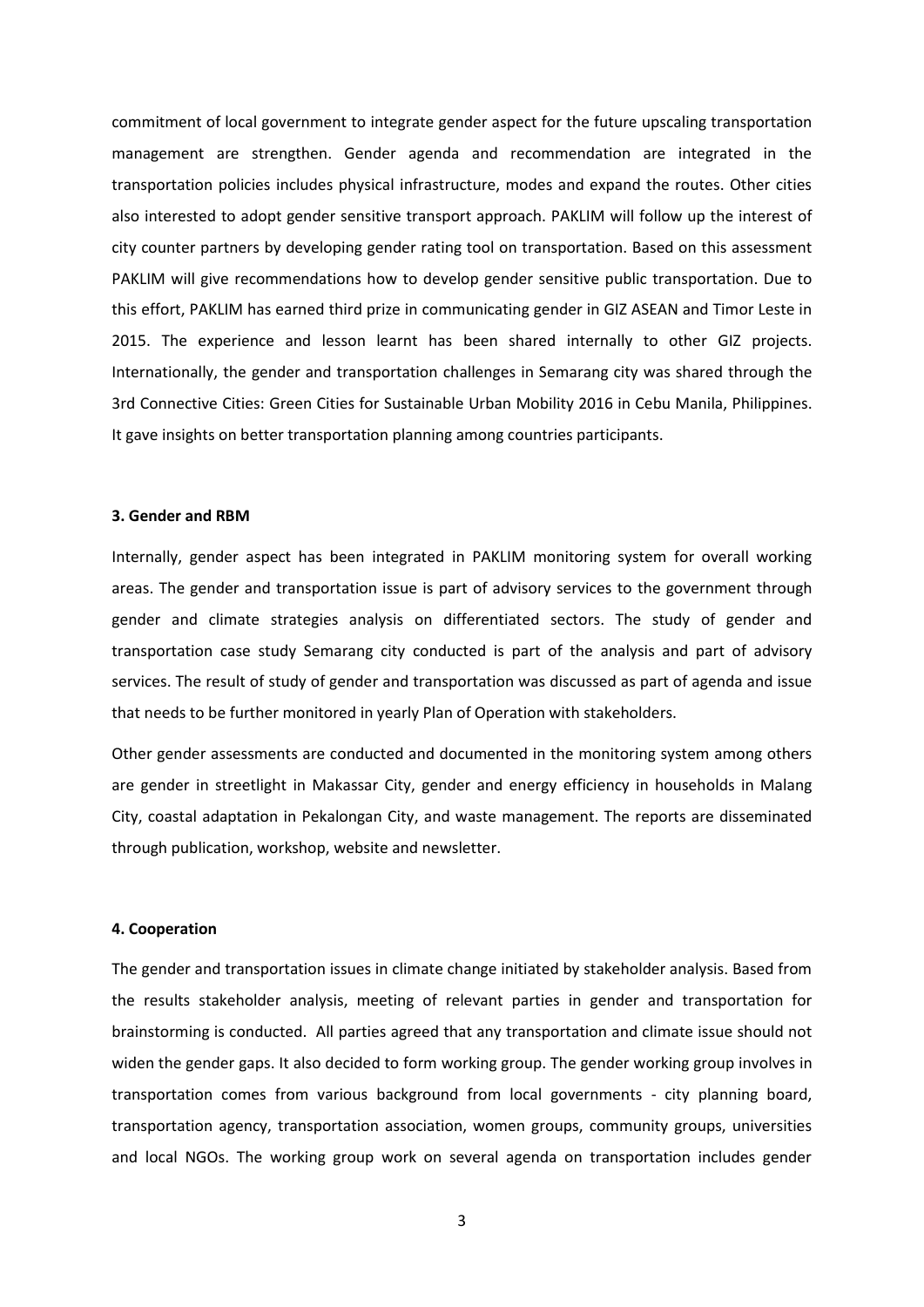commitment of local government to integrate gender aspect for the future upscaling transportation management are strengthen. Gender agenda and recommendation are integrated in the transportation policies includes physical infrastructure, modes and expand the routes. Other cities also interested to adopt gender sensitive transport approach. PAKLIM will follow up the interest of city counter partners by developing gender rating tool on transportation. Based on this assessment PAKLIM will give recommendations how to develop gender sensitive public transportation. Due to this effort, PAKLIM has earned third prize in communicating gender in GIZ ASEAN and Timor Leste in 2015. The experience and lesson learnt has been shared internally to other GIZ projects. Internationally, the gender and transportation challenges in Semarang city was shared through the 3rd Connective Cities: Green Cities for Sustainable Urban Mobility 2016 in Cebu Manila, Philippines. It gave insights on better transportation planning among countries participants.

**3. Gender and RBM**

Internally, gender aspect has been integrated in PAKLIM monitoring system for overall working areas. The gender and transportation issue is part of advisory services to the government through gender and climate strategies analysis on differentiated sectors. The study of gender and transportation case study Semarang city conducted is part of the analysis and part of advisory services. The result of study of gender and transportation was discussed as part of agenda and issue that needs to be further monitored in yearly Plan of Operation with stakeholders.

Other gender assessments are conducted and documented in the monitoring system among others are gender in streetlight in Makassar City, gender and energy efficiency in households in Malang City, coastal adaptation in Pekalongan City, and waste management. The reports are disseminated through publication, workshop, website and newsletter.

**4. Cooperation**

The gender and transportation issues in climate change initiated by stakeholder analysis. Based from the results stakeholder analysis, meeting of relevant parties in gender and transportation for brainstorming is conducted. All parties agreed that any transportation and climate issue should not widen the gender gaps. It also decided to form working group. The gender working group involves in transportation comes from various background from local governments - city planning board, transportation agency, transportation association, women groups, community groups, universities and local NGOs. The working group work on several agenda on transportation includes gender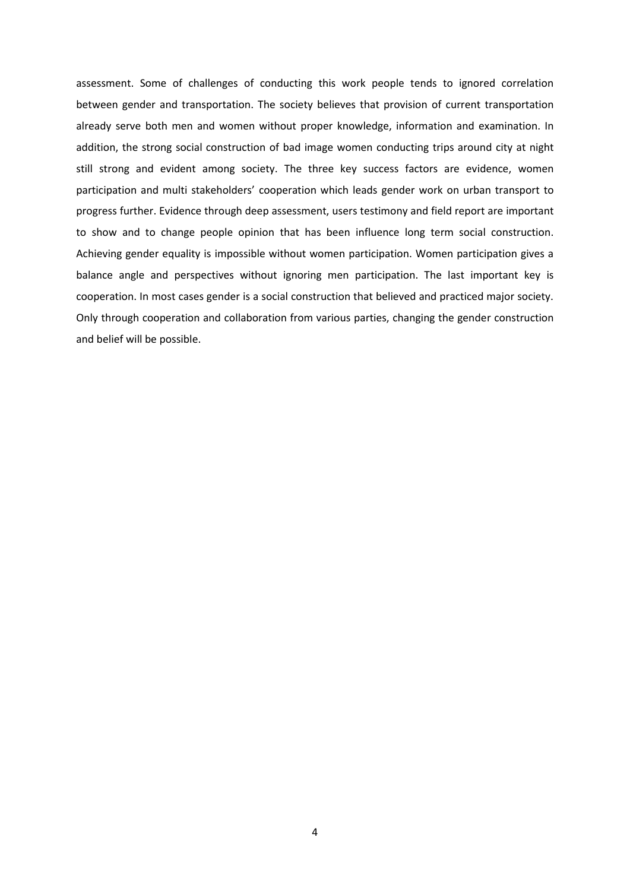assessment. Some of challenges of conducting this work people tends to ignored correlation between gender and transportation. The society believes that provision of current transportation already serve both men and women without proper knowledge, information and examination. In addition, the strong social construction of bad image women conducting trips around city at night still strong and evident among society. The three key success factors are evidence, women participation and multi stakeholders' cooperation which leads gender work on urban transport to progress further. Evidence through deep assessment, users testimony and field report are important to show and to change people opinion that has been influence long term social construction. Achieving gender equality is impossible without women participation. Women participation gives a balance angle and perspectives without ignoring men participation. The last important key is cooperation. In most cases gender is a social construction that believed and practiced major society. Only through cooperation and collaboration from various parties, changing the gender construction and belief will be possible.